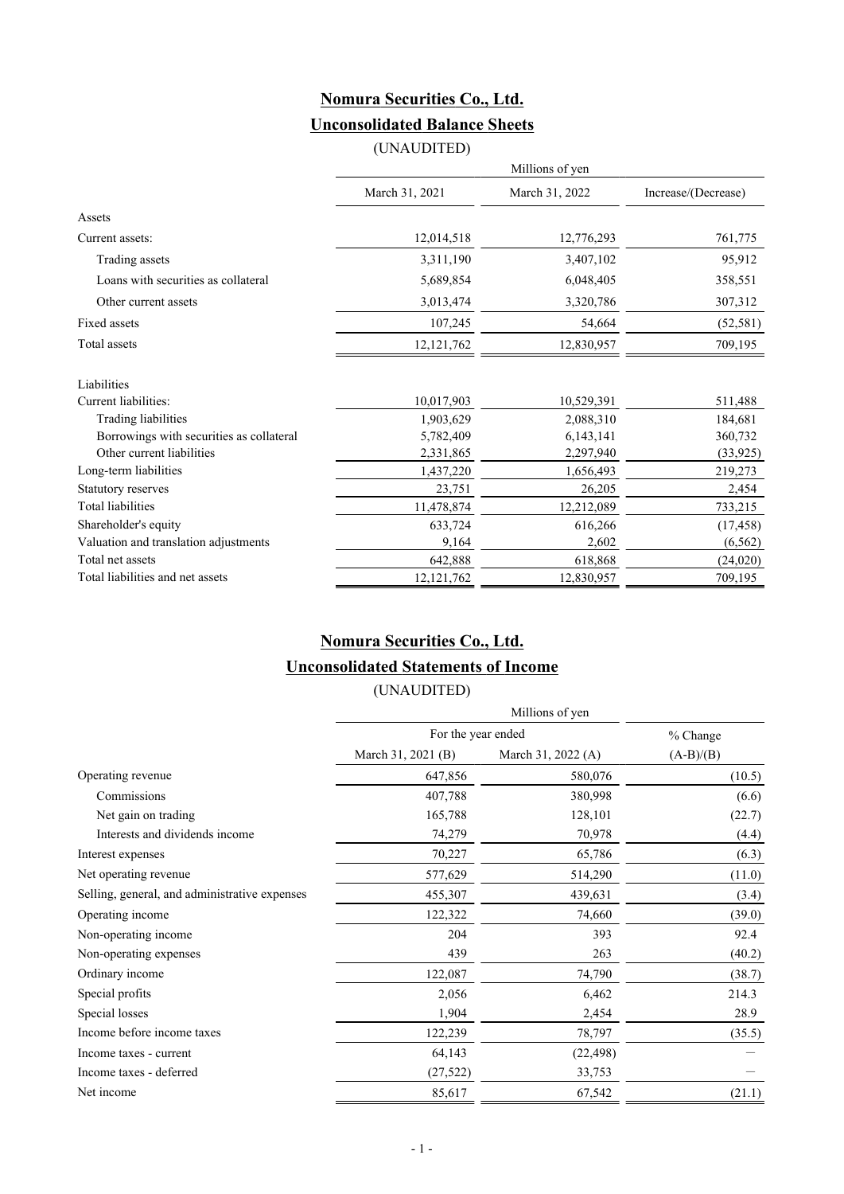# Nomura Securities Co., Ltd.

## Unconsolidated Balance Sheets

(UNAUDITED)

| | Millions of yen | | |
|---|---|---|---|
| | March 31, 2021 | March 31, 2022 | Increase/(Decrease) |
| Assets | | | |
| Current assets: | 12,014,518 | 12,776,293 | 761,775 |
| Trading assets | 3,311,190 | 3,407,102 | 95,912 |
| Loans with securities as collateral | 5,689,854 | 6,048,405 | 358,551 |
| Other current assets | 3,013,474 | 3,320,786 | 307,312 |
| Fixed assets | 107,245 | 54,664 | (52,581) |
| Total assets | 12,121,762 | 12,830,957 | 709,195 |
| | | | |
| Liabilities | | | |
| Current liabilities: | 10,017,903 | 10,529,391 | 511,488 |
| Trading liabilities | 1,903,629 | 2,088,310 | 184,681 |
| Borrowings with securities as collateral | 5,782,409 | 6,143,141 | 360,732 |
| Other current liabilities | 2,331,865 | 2,297,940 | (33,925) |
| Long-term liabilities | 1,437,220 | 1,656,493 | 219,273 |
| Statutory reserves | 23,751 | 26,205 | 2,454 |
| Total liabilities | 11,478,874 | 12,212,089 | 733,215 |
| Shareholder's equity | 633,724 | 616,266 | (17,458) |
| Valuation and translation adjustments | 9,164 | 2,602 | (6,562) |
| Total net assets | 642,888 | 618,868 | (24,020) |
| Total liabilities and net assets | 12,121,762 | 12,830,957 | 709,195 |

# Nomura Securities Co., Ltd.

## Unconsolidated Statements of Income

(UNAUDITED)

| | Millions of yen | | |
|---|---|---|---|
| | For the year ended | | % Change |
| | March 31, 2021 (B) | March 31, 2022 (A) | (A-B)/(B) |
| Operating revenue | 647,856 | 580,076 | (10.5) |
| Commissions | 407,788 | 380,998 | (6.6) |
| Net gain on trading | 165,788 | 128,101 | (22.7) |
| Interests and dividends income | 74,279 | 70,978 | (4.4) |
| Interest expenses | 70,227 | 65,786 | (6.3) |
| Net operating revenue | 577,629 | 514,290 | (11.0) |
| Selling, general, and administrative expenses | 455,307 | 439,631 | (3.4) |
| Operating income | 122,322 | 74,660 | (39.0) |
| Non-operating income | 204 | 393 | 92.4 |
| Non-operating expenses | 439 | 263 | (40.2) |
| Ordinary income | 122,087 | 74,790 | (38.7) |
| Special profits | 2,056 | 6,462 | 214.3 |
| Special losses | 1,904 | 2,454 | 28.9 |
| Income before income taxes | 122,239 | 78,797 | (35.5) |
| Income taxes - current | 64,143 | (22,498) | ― |
| Income taxes - deferred | (27,522) | 33,753 | ― |
| Net income | 85,617 | 67,542 | (21.1) |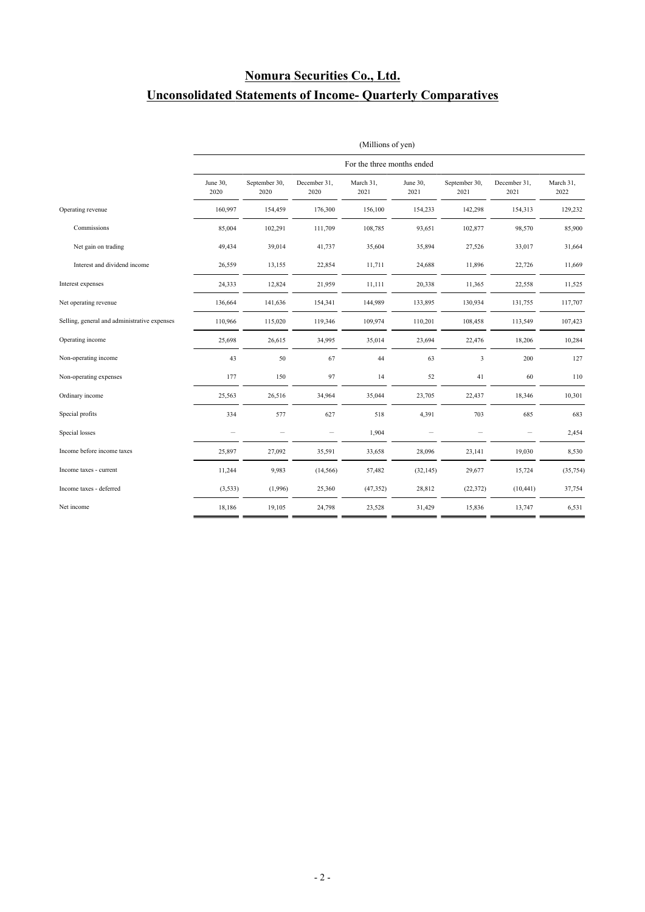# Nomura Securities Co., Ltd.

# Unconsolidated Statements of Income- Quarterly Comparatives

(Millions of yen)

| | For the three months ended | | | | | | | |
|---|---|---|---|---|---|---|---|---|
| | June 30, 2020 | September 30, 2020 | December 31, 2020 | March 31, 2021 | June 30, 2021 | September 30, 2021 | December 31, 2021 | March 31, 2022 |
| Operating revenue | 160,997 | 154,459 | 176,300 | 156,100 | 154,233 | 142,298 | 154,313 | 129,232 |
| Commissions | 85,004 | 102,291 | 111,709 | 108,785 | 93,651 | 102,877 | 98,570 | 85,900 |
| Net gain on trading | 49,434 | 39,014 | 41,737 | 35,604 | 35,894 | 27,526 | 33,017 | 31,664 |
| Interest and dividend income | 26,559 | 13,155 | 22,854 | 11,711 | 24,688 | 11,896 | 22,726 | 11,669 |
| Interest expenses | 24,333 | 12,824 | 21,959 | 11,111 | 20,338 | 11,365 | 22,558 | 11,525 |
| Net operating revenue | 136,664 | 141,636 | 154,341 | 144,989 | 133,895 | 130,934 | 131,755 | 117,707 |
| Selling, general and administrative expenses | 110,966 | 115,020 | 119,346 | 109,974 | 110,201 | 108,458 | 113,549 | 107,423 |
| Operating income | 25,698 | 26,615 | 34,995 | 35,014 | 23,694 | 22,476 | 18,206 | 10,284 |
| Non-operating income | 43 | 50 | 67 | 44 | 63 | 3 | 200 | 127 |
| Non-operating expenses | 177 | 150 | 97 | 14 | 52 | 41 | 60 | 110 |
| Ordinary income | 25,563 | 26,516 | 34,964 | 35,044 | 23,705 | 22,437 | 18,346 | 10,301 |
| Special profits | 334 | 577 | 627 | 518 | 4,391 | 703 | 685 | 683 |
| Special losses | － | － | － | 1,904 | － | － | － | 2,454 |
| Income before income taxes | 25,897 | 27,092 | 35,591 | 33,658 | 28,096 | 23,141 | 19,030 | 8,530 |
| Income taxes - current | 11,244 | 9,983 | (14,566) | 57,482 | (32,145) | 29,677 | 15,724 | (35,754) |
| Income taxes - deferred | (3,533) | (1,996) | 25,360 | (47,352) | 28,812 | (22,372) | (10,441) | 37,754 |
| Net income | 18,186 | 19,105 | 24,798 | 23,528 | 31,429 | 15,836 | 13,747 | 6,531 |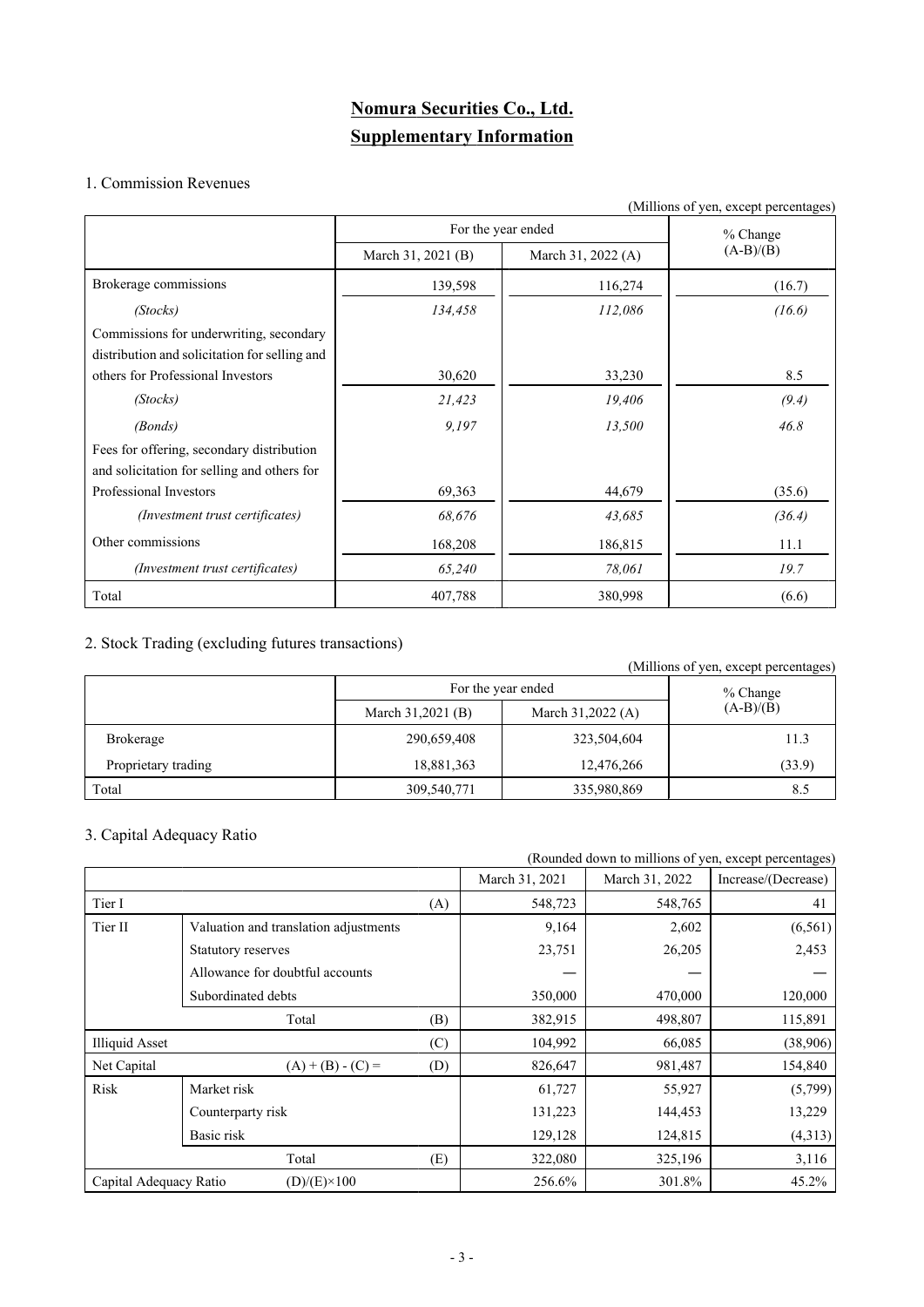# Nomura Securities Co., Ltd.

## Supplementary Information

### 1. Commission Revenues

(Millions of yen, except percentages)

| | For the year ended | | % Change |
|---|---|---|---|
| | March 31, 2021 (B) | March 31, 2022 (A) | (A-B)/(B) |
| Brokerage commissions | 139,598 | 116,274 | (16.7) |
| *(Stocks)* | *134,458* | *112,086* | *(16.6)* |
| Commissions for underwriting, secondary distribution and solicitation for selling and others for Professional Investors | 30,620 | 33,230 | 8.5 |
| *(Stocks)* | *21,423* | *19,406* | *(9.4)* |
| *(Bonds)* | *9,197* | *13,500* | *46.8* |
| Fees for offering, secondary distribution and solicitation for selling and others for Professional Investors | 69,363 | 44,679 | (35.6) |
| *(Investment trust certificates)* | *68,676* | *43,685* | *(36.4)* |
| Other commissions | 168,208 | 186,815 | 11.1 |
| *(Investment trust certificates)* | *65,240* | *78,061* | *19.7* |
| Total | 407,788 | 380,998 | (6.6) |

### 2. Stock Trading (excluding futures transactions)

(Millions of yen, except percentages)

| | For the year ended | | % Change |
|---|---|---|---|
| | March 31,2021 (B) | March 31,2022 (A) | (A-B)/(B) |
| Brokerage | 290,659,408 | 323,504,604 | 11.3 |
| Proprietary trading | 18,881,363 | 12,476,266 | (33.9) |
| Total | 309,540,771 | 335,980,869 | 8.5 |

### 3. Capital Adequacy Ratio

(Rounded down to millions of yen, except percentages)

| | | | March 31, 2021 | March 31, 2022 | Increase/(Decrease) |
|---|---|---|---|---|---|
| Tier I | | (A) | 548,723 | 548,765 | 41 |
| Tier II | Valuation and translation adjustments | | 9,164 | 2,602 | (6,561) |
| | Statutory reserves | | 23,751 | 26,205 | 2,453 |
| | Allowance for doubtful accounts | | ― | ― | ― |
| | Subordinated debts | | 350,000 | 470,000 | 120,000 |
| | Total | (B) | 382,915 | 498,807 | 115,891 |
| Illiquid Asset | | (C) | 104,992 | 66,085 | (38,906) |
| Net Capital | (A) + (B) - (C) = | (D) | 826,647 | 981,487 | 154,840 |
| Risk | Market risk | | 61,727 | 55,927 | (5,799) |
| | Counterparty risk | | 131,223 | 144,453 | 13,229 |
| | Basic risk | | 129,128 | 124,815 | (4,313) |
| | Total | (E) | 322,080 | 325,196 | 3,116 |
| Capital Adequacy Ratio | (D)/(E)×100 | | 256.6% | 301.8% | 45.2% |